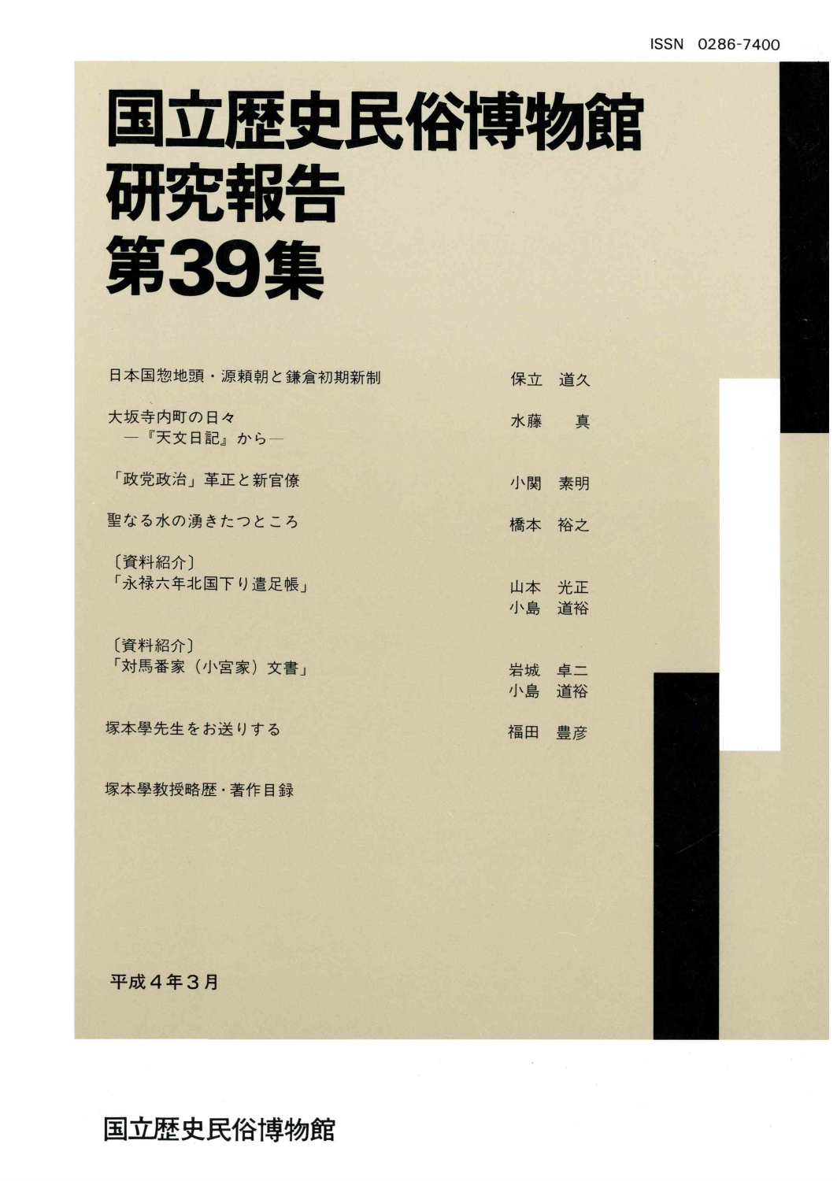ISSN 0286-7400

# 国立歴史民俗博物館研究報告 第39集

| | |
|---|---|
| 日本国惣地頭・源頼朝と鎌倉初期新制 | 保立　道久 |
| 大坂寺内町の日々<br>—『天文日記』から— | 水藤　　真 |
| 「政党政治」革正と新官僚 | 小関　素明 |
| 聖なる水の湧きたつところ | 橋本　裕之 |
| 〔資料紹介〕<br>「永禄六年北国下り遣足帳」 | 山本　光正<br>小島　道裕 |
| 〔資料紹介〕<br>「対馬番家（小宮家）文書」 | 岩城　卓二<br>小島　道裕 |
| 塚本學先生をお送りする | 福田　豊彦 |
| 塚本學教授略歴・著作目録 | |

平成４年３月

国立歴史民俗博物館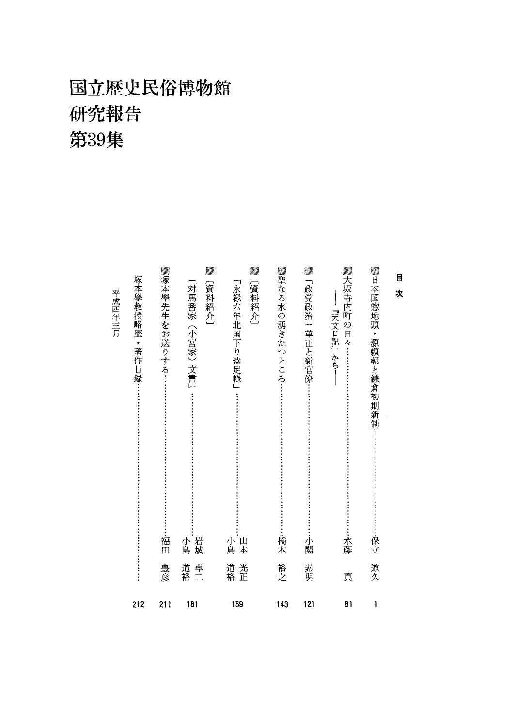# 国立歴史民俗博物館
# 研究報告
# 第39集

## 目次

- 日本国惣地頭・源頼朝と鎌倉初期新制……保立道久 1
- 大坂寺内町の日々……水藤真 81
  ――『天文日記』から――
- 「政党政治」革正と新官僚……小関素明 121
- 聖なる水の湧きたつところ……橋本裕之 143
- 〔資料紹介〕
  「永禄六年北国下り遣足帳」……山本光正・小島道裕 159
- 〔資料紹介〕
  「対馬番家（小宮家）文書」……岩城卓二・小島道裕 181
- 塚本學先生をお送りする……福田豊彦 211
- 塚本學教授略歴・著作目録……212

平成四年三月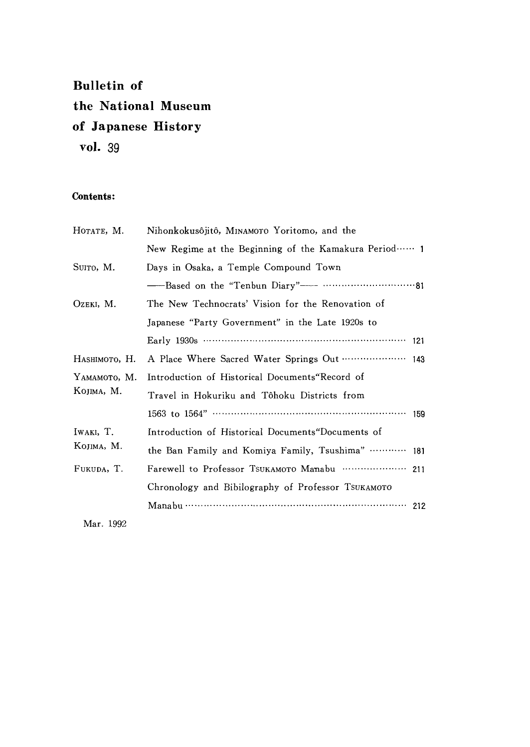# Bulletin of the National Museum of Japanese History vol. 39

**Contents:**

| | | |
|---|---|---|
| HOTATE, M. | Nihonkokusôjitô, MINAMOTO Yoritomo, and the New Regime at the Beginning of the Kamakura Period | 1 |
| SUITO, M. | Days in Osaka, a Temple Compound Town —Based on the "Tenbun Diary"— | 81 |
| OZEKI, M. | The New Technocrats' Vision for the Renovation of Japanese "Party Government" in the Late 1920s to Early 1930s | 121 |
| HASHIMOTO, H. | A Place Where Sacred Water Springs Out | 143 |
| YAMAMOTO, M.<br>KOJIMA, M. | Introduction of Historical Documents"Record of Travel in Hokuriku and Tôhoku Districts from 1563 to 1564" | 159 |
| IWAKI, T.<br>KOJIMA, M. | Introduction of Historical Documents"Documents of the Ban Family and Komiya Family, Tsushima" | 181 |
| FUKUDA, T. | Farewell to Professor TSUKAMOTO Manabu | 211 |
| | Chronology and Bibilography of Professor TSUKAMOTO Manabu | 212 |

Mar. 1992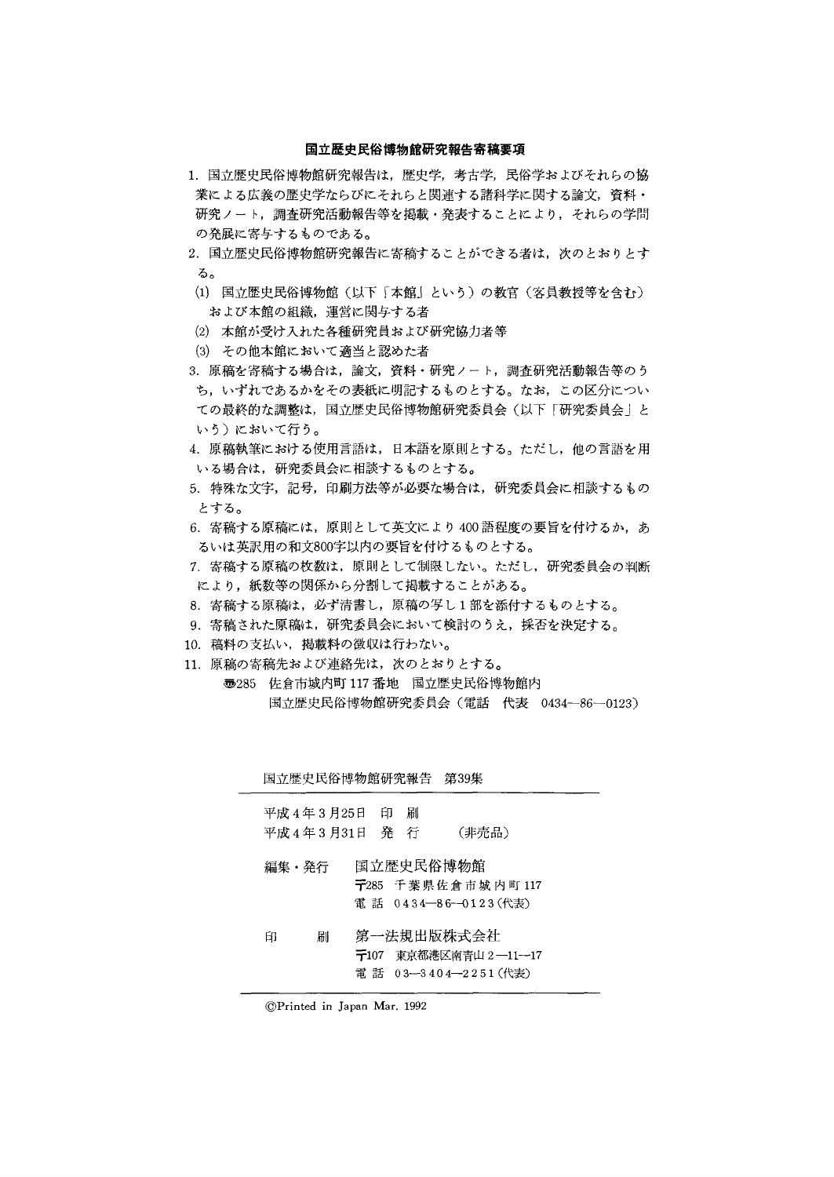## 国立歴史民俗博物館研究報告寄稿要項

1. 国立歴史民俗博物館研究報告は，歴史学，考古学，民俗学およびそれらの協業による広義の歴史学ならびにそれらと関連する諸科学に関する論文，資料・研究ノート，調査研究活動報告等を掲載・発表することにより，それらの学問の発展に寄与するものである。
2. 国立歴史民俗博物館研究報告に寄稿することができる者は，次のとおりとする。
   (1) 国立歴史民俗博物館（以下「本館」という）の教官（客員教授等を含む）および本館の組織，運営に関与する者
   (2) 本館が受け入れた各種研究員および研究協力者等
   (3) その他本館において適当と認めた者
3. 原稿を寄稿する場合は，論文，資料・研究ノート，調査研究活動報告等のうち，いずれであるかをその表紙に明記するものとする。なお，この区分についての最終的な調整は，国立歴史民俗博物館研究委員会（以下「研究委員会」という）において行う。
4. 原稿執筆における使用言語は，日本語を原則とする。ただし，他の言語を用いる場合は，研究委員会に相談するものとする。
5. 特殊な文字，記号，印刷方法等が必要な場合は，研究委員会に相談するものとする。
6. 寄稿する原稿には，原則として英文により400語程度の要旨を付けるか，あるいは英訳用の和文800字以内の要旨を付けるものとする。
7. 寄稿する原稿の枚数は，原則として制限しない。ただし，研究委員会の判断により，紙数等の関係から分割して掲載することがある。
8. 寄稿する原稿は，必ず清書し，原稿の写し1部を添付するものとする。
9. 寄稿された原稿は，研究委員会において検討のうえ，採否を決定する。
10. 稿料の支払い，掲載料の徴収は行わない。
11. 原稿の寄稿先および連絡先は，次のとおりとする。

    〒285 佐倉市城内町117番地 国立歴史民俗博物館内
    国立歴史民俗博物館研究委員会（電話 代表 0434—86—0123）

---

国立歴史民俗博物館研究報告 第39集

平成4年3月25日 印 刷
平成4年3月31日 発 行 （非売品）

編集・発行 国立歴史民俗博物館
〒285 千葉県佐倉市城内町117
電 話 0434—86—0123（代表）

印 刷 第一法規出版株式会社
〒107 東京都港区南青山2—11—17
電 話 03—3404—2251（代表）

---

©Printed in Japan Mar. 1992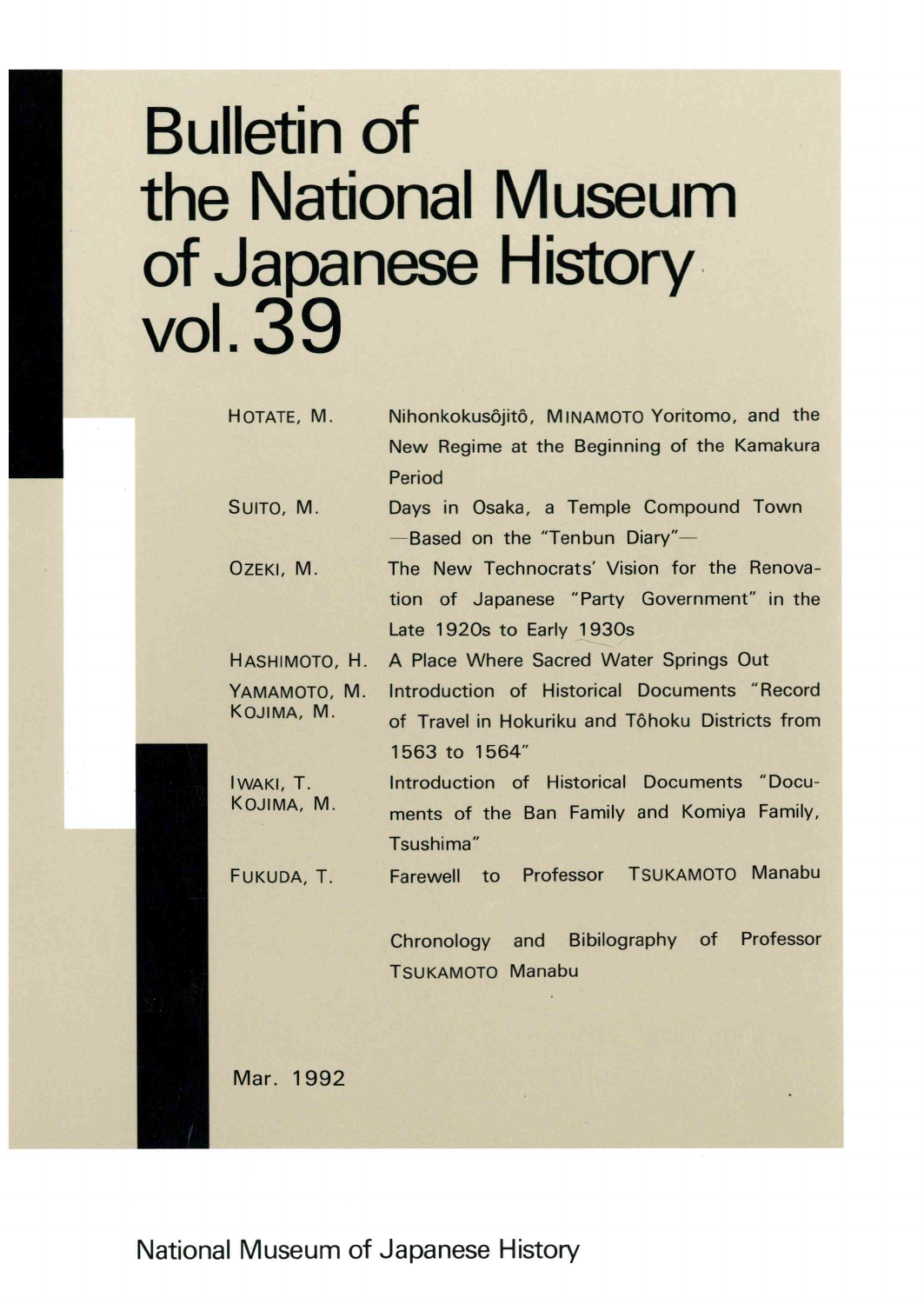# Bulletin of the National Museum of Japanese History vol. 39

| | |
|---|---|
| HOTATE, M. | Nihonkokusôjitô, MINAMOTO Yoritomo, and the New Regime at the Beginning of the Kamakura Period |
| SUITO, M. | Days in Osaka, a Temple Compound Town —Based on the "Tenbun Diary"— |
| OZEKI, M. | The New Technocrats' Vision for the Renovation of Japanese "Party Government" in the Late 1920s to Early 1930s |
| HASHIMOTO, H. | A Place Where Sacred Water Springs Out |
| YAMAMOTO, M. KOJIMA, M. | Introduction of Historical Documents "Record of Travel in Hokuriku and Tôhoku Districts from 1563 to 1564" |
| IWAKI, T. KOJIMA, M. | Introduction of Historical Documents "Documents of the Ban Family and Komiya Family, Tsushima" |
| FUKUDA, T. | Farewell to Professor TSUKAMOTO Manabu |
| | Chronology and Bibilography of Professor TSUKAMOTO Manabu |

Mar. 1992

National Museum of Japanese History